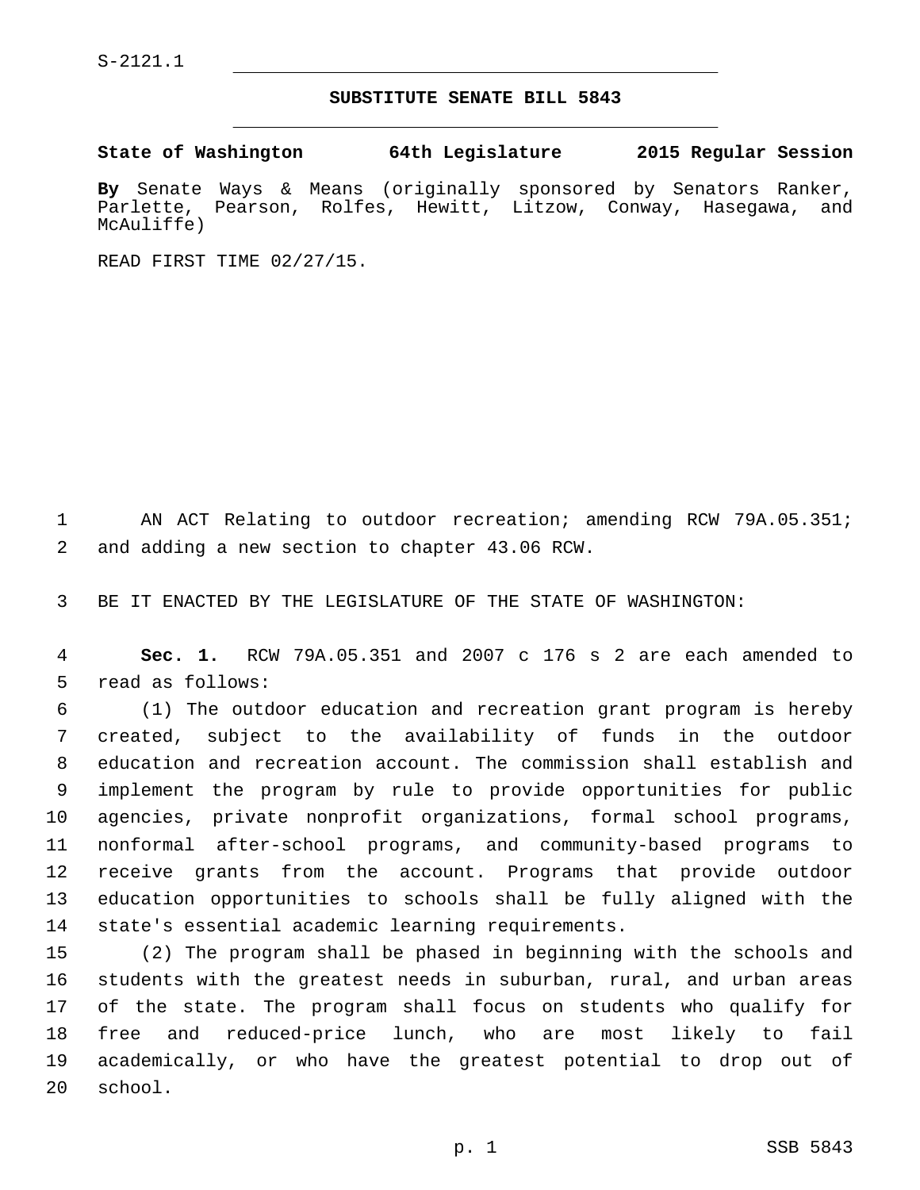S-2121.1

## SUBSTITUTE SENATE BILL 5843

**State of Washington 64th Legislature 2015 Regular Session**

**By** Senate Ways & Means (originally sponsored by Senators Ranker, Parlette, Pearson, Rolfes, Hewitt, Litzow, Conway, Hasegawa, and McAuliffe)

READ FIRST TIME 02/27/15.

1 AN ACT Relating to outdoor recreation; amending RCW 79A.05.351;
2 and adding a new section to chapter 43.06 RCW.

3 BE IT ENACTED BY THE LEGISLATURE OF THE STATE OF WASHINGTON:

4 **Sec. 1.** RCW 79A.05.351 and 2007 c 176 s 2 are each amended to
5 read as follows:

6 (1) The outdoor education and recreation grant program is hereby
7 created, subject to the availability of funds in the outdoor
8 education and recreation account. The commission shall establish and
9 implement the program by rule to provide opportunities for public
10 agencies, private nonprofit organizations, formal school programs,
11 nonformal after-school programs, and community-based programs to
12 receive grants from the account. Programs that provide outdoor
13 education opportunities to schools shall be fully aligned with the
14 state's essential academic learning requirements.

15 (2) The program shall be phased in beginning with the schools and
16 students with the greatest needs in suburban, rural, and urban areas
17 of the state. The program shall focus on students who qualify for
18 free and reduced-price lunch, who are most likely to fail
19 academically, or who have the greatest potential to drop out of
20 school.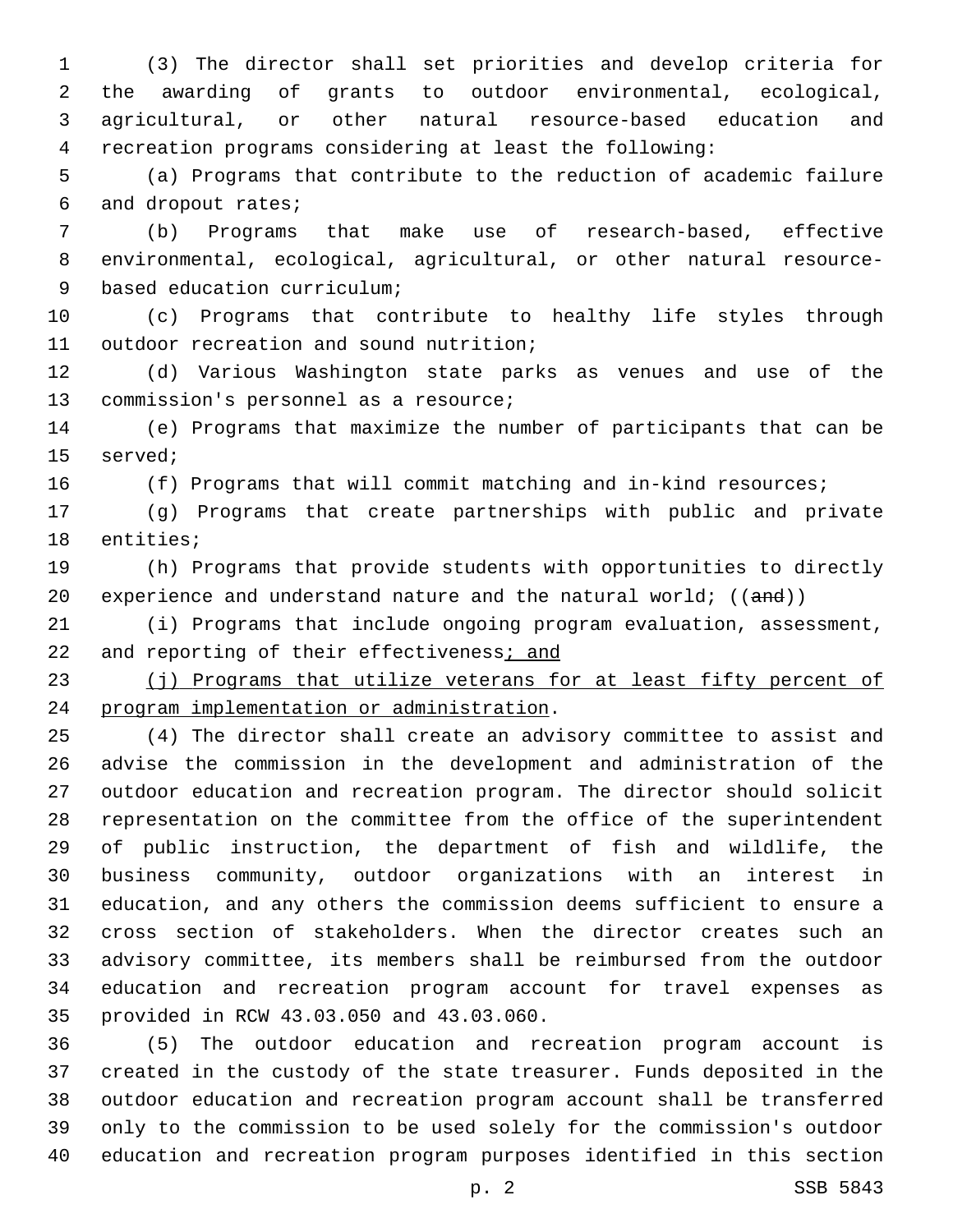(3) The director shall set priorities and develop criteria for the awarding of grants to outdoor environmental, ecological, agricultural, or other natural resource-based education and recreation programs considering at least the following:

(a) Programs that contribute to the reduction of academic failure and dropout rates;

(b) Programs that make use of research-based, effective environmental, ecological, agricultural, or other natural resource-based education curriculum;

(c) Programs that contribute to healthy life styles through outdoor recreation and sound nutrition;

(d) Various Washington state parks as venues and use of the commission's personnel as a resource;

(e) Programs that maximize the number of participants that can be served;

(f) Programs that will commit matching and in-kind resources;

(g) Programs that create partnerships with public and private entities;

(h) Programs that provide students with opportunities to directly experience and understand nature and the natural world; ((~~and~~))

(i) Programs that include ongoing program evaluation, assessment, and reporting of their effectiveness<u>; and</u>

<u>(j) Programs that utilize veterans for at least fifty percent of program implementation or administration</u>.

(4) The director shall create an advisory committee to assist and advise the commission in the development and administration of the outdoor education and recreation program. The director should solicit representation on the committee from the office of the superintendent of public instruction, the department of fish and wildlife, the business community, outdoor organizations with an interest in education, and any others the commission deems sufficient to ensure a cross section of stakeholders. When the director creates such an advisory committee, its members shall be reimbursed from the outdoor education and recreation program account for travel expenses as provided in RCW 43.03.050 and 43.03.060.

(5) The outdoor education and recreation program account is created in the custody of the state treasurer. Funds deposited in the outdoor education and recreation program account shall be transferred only to the commission to be used solely for the commission's outdoor education and recreation program purposes identified in this section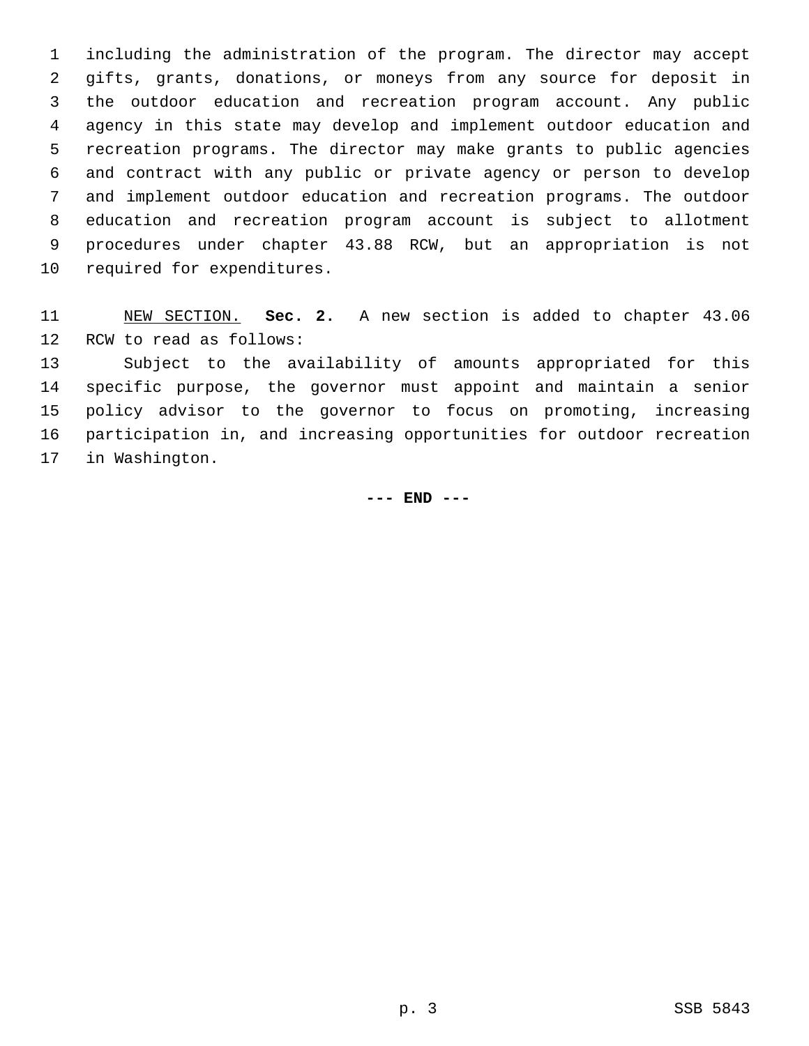including the administration of the program. The director may accept gifts, grants, donations, or moneys from any source for deposit in the outdoor education and recreation program account. Any public agency in this state may develop and implement outdoor education and recreation programs. The director may make grants to public agencies and contract with any public or private agency or person to develop and implement outdoor education and recreation programs. The outdoor education and recreation program account is subject to allotment procedures under chapter 43.88 RCW, but an appropriation is not required for expenditures.

NEW SECTION. **Sec. 2.** A new section is added to chapter 43.06 RCW to read as follows:

Subject to the availability of amounts appropriated for this specific purpose, the governor must appoint and maintain a senior policy advisor to the governor to focus on promoting, increasing participation in, and increasing opportunities for outdoor recreation in Washington.

**--- END ---**